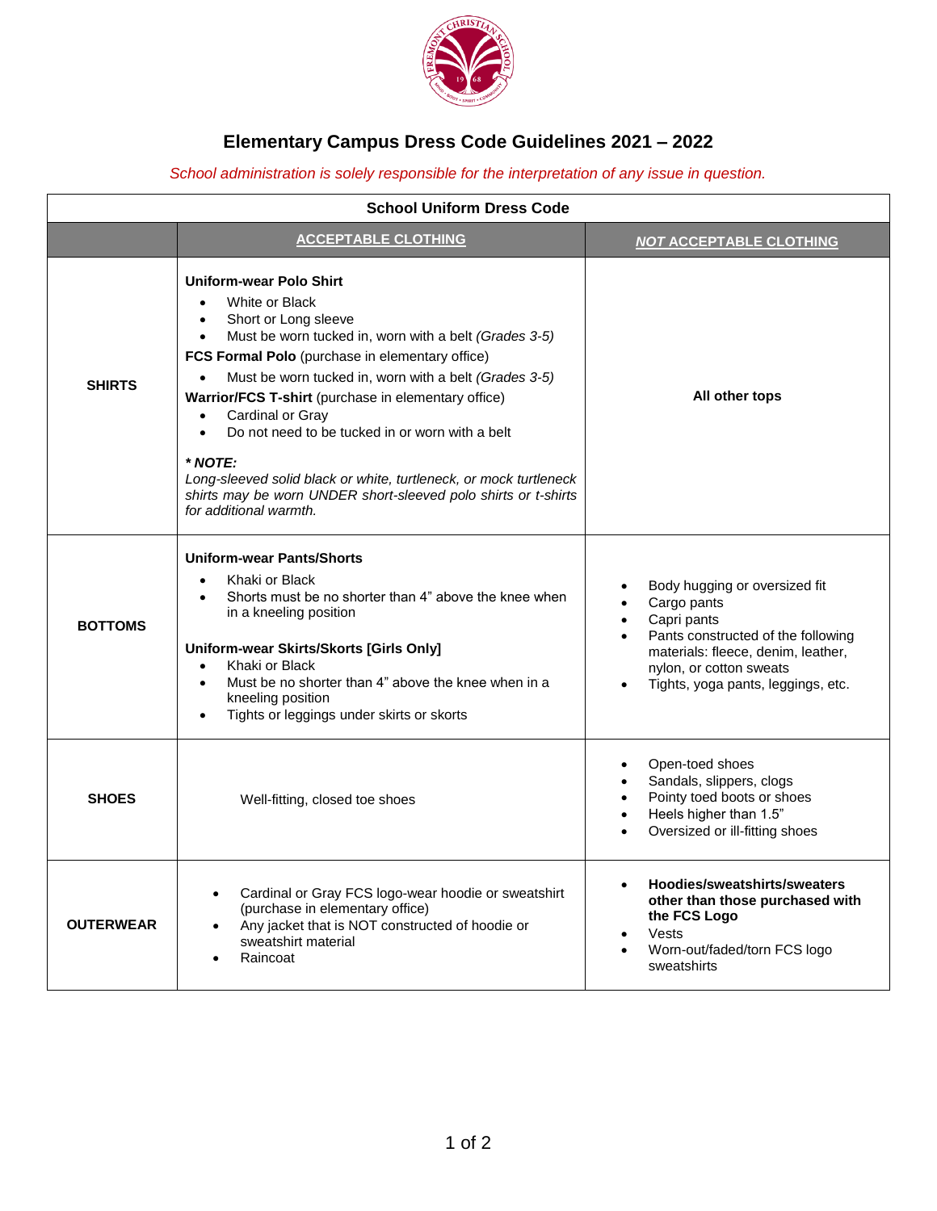# Elementary Campus Dress Code Guidelines 2021 – 2022

*School administration is solely responsible for the interpretation of any issue in question.*

| School Uniform Dress Code | | |
|---|---|---|
| | ACCEPTABLE CLOTHING | ***NOT*** **ACCEPTABLE CLOTHING** |
| **SHIRTS** | **Uniform-wear Polo Shirt**<br>• White or Black<br>• Short or Long sleeve<br>• Must be worn tucked in, worn with a belt *(Grades 3-5)*<br>**FCS Formal Polo** (purchase in elementary office)<br>• Must be worn tucked in, worn with a belt *(Grades 3-5)*<br>**Warrior/FCS T-shirt** (purchase in elementary office)<br>• Cardinal or Gray<br>• Do not need to be tucked in or worn with a belt<br>***\* NOTE:***<br>*Long-sleeved solid black or white, turtleneck, or mock turtleneck shirts may be worn UNDER short-sleeved polo shirts or t-shirts for additional warmth.* | **All other tops** |
| **BOTTOMS** | **Uniform-wear Pants/Shorts**<br>• Khaki or Black<br>• Shorts must be no shorter than 4" above the knee when in a kneeling position<br>**Uniform-wear Skirts/Skorts [Girls Only]**<br>• Khaki or Black<br>• Must be no shorter than 4" above the knee when in a kneeling position<br>• Tights or leggings under skirts or skorts | • Body hugging or oversized fit<br>• Cargo pants<br>• Capri pants<br>• Pants constructed of the following materials: fleece, denim, leather, nylon, or cotton sweats<br>• Tights, yoga pants, leggings, etc. |
| **SHOES** | Well-fitting, closed toe shoes | • Open-toed shoes<br>• Sandals, slippers, clogs<br>• Pointy toed boots or shoes<br>• Heels higher than 1.5"<br>• Oversized or ill-fitting shoes |
| **OUTERWEAR** | • Cardinal or Gray FCS logo-wear hoodie or sweatshirt (purchase in elementary office)<br>• Any jacket that is NOT constructed of hoodie or sweatshirt material<br>• Raincoat | • **Hoodies/sweatshirts/sweaters other than those purchased with the FCS Logo**<br>• Vests<br>• Worn-out/faded/torn FCS logo sweatshirts |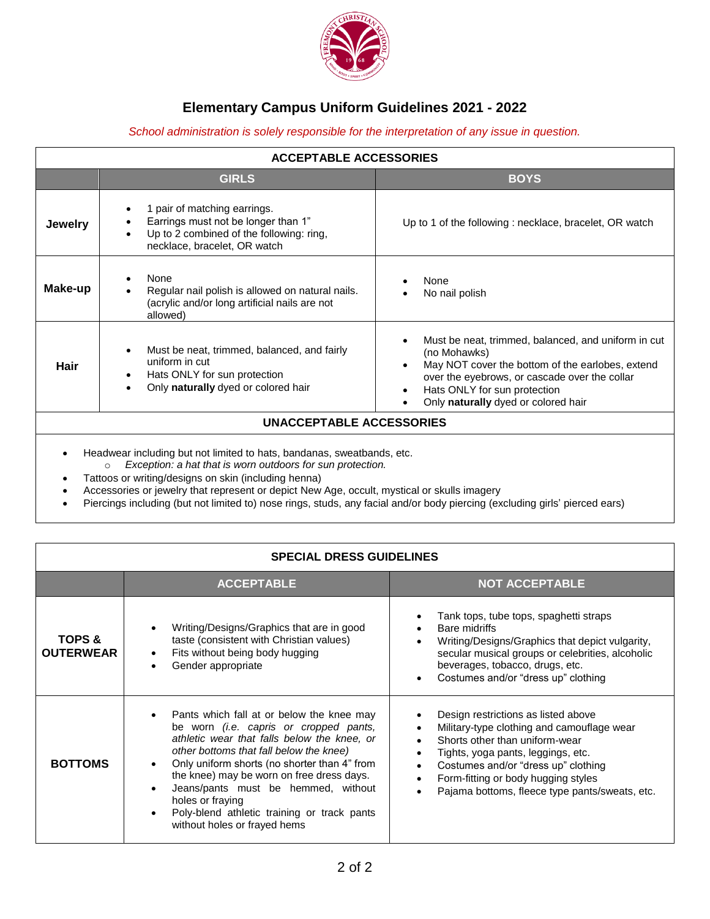# Elementary Campus Uniform Guidelines 2021 - 2022

*School administration is solely responsible for the interpretation of any issue in question.*

## ACCEPTABLE ACCESSORIES

| | GIRLS | BOYS |
|---|---|---|
| **Jewelry** | • 1 pair of matching earrings.<br>• Earrings must not be longer than 1"<br>• Up to 2 combined of the following: ring, necklace, bracelet, OR watch | Up to 1 of the following : necklace, bracelet, OR watch |
| **Make-up** | • None<br>• Regular nail polish is allowed on natural nails. (acrylic and/or long artificial nails are not allowed) | • None<br>• No nail polish |
| **Hair** | • Must be neat, trimmed, balanced, and fairly uniform in cut<br>• Hats ONLY for sun protection<br>• Only **naturally** dyed or colored hair | • Must be neat, trimmed, balanced, and uniform in cut (no Mohawks)<br>• May NOT cover the bottom of the earlobes, extend over the eyebrows, or cascade over the collar<br>• Hats ONLY for sun protection<br>• Only **naturally** dyed or colored hair |

## UNACCEPTABLE ACCESSORIES

- Headwear including but not limited to hats, bandanas, sweatbands, etc.
  - *Exception: a hat that is worn outdoors for sun protection.*
- Tattoos or writing/designs on skin (including henna)
- Accessories or jewelry that represent or depict New Age, occult, mystical or skulls imagery
- Piercings including (but not limited to) nose rings, studs, any facial and/or body piercing (excluding girls' pierced ears)

## SPECIAL DRESS GUIDELINES

| | ACCEPTABLE | NOT ACCEPTABLE |
|---|---|---|
| **TOPS & OUTERWEAR** | • Writing/Designs/Graphics that are in good taste (consistent with Christian values)<br>• Fits without being body hugging<br>• Gender appropriate | • Tank tops, tube tops, spaghetti straps<br>• Bare midriffs<br>• Writing/Designs/Graphics that depict vulgarity, secular musical groups or celebrities, alcoholic beverages, tobacco, drugs, etc.<br>• Costumes and/or "dress up" clothing |
| **BOTTOMS** | • Pants which fall at or below the knee may be worn *(i.e. capris or cropped pants, athletic wear that falls below the knee, or other bottoms that fall below the knee)*<br>• Only uniform shorts (no shorter than 4" from the knee) may be worn on free dress days.<br>• Jeans/pants must be hemmed, without holes or fraying<br>• Poly-blend athletic training or track pants without holes or frayed hems | • Design restrictions as listed above<br>• Military-type clothing and camouflage wear<br>• Shorts other than uniform-wear<br>• Tights, yoga pants, leggings, etc.<br>• Costumes and/or "dress up" clothing<br>• Form-fitting or body hugging styles<br>• Pajama bottoms, fleece type pants/sweats, etc. |